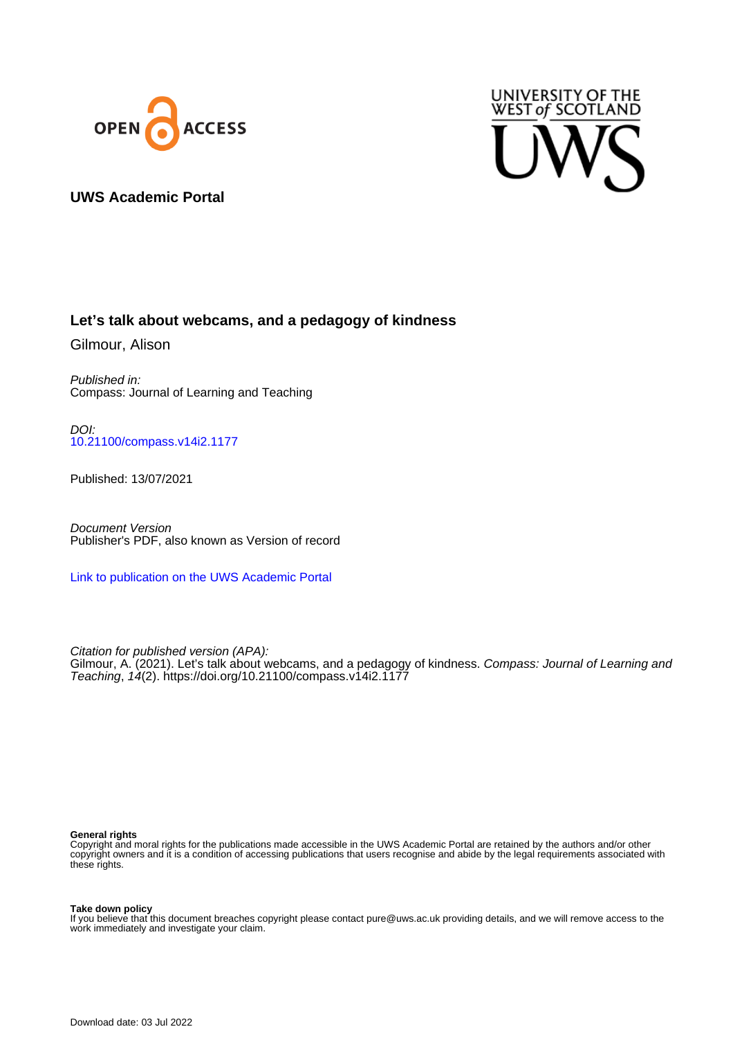UWS Academic Portal

# Let's talk about webcams, and a pedagogy of kindness

Gilmour, Alison

*Published in:*
Compass: Journal of Learning and Teaching

*DOI:*
10.21100/compass.v14i2.1177

Published: 13/07/2021

*Document Version*
Publisher's PDF, also known as Version of record

Link to publication on the UWS Academic Portal

*Citation for published version (APA):*
Gilmour, A. (2021). Let's talk about webcams, and a pedagogy of kindness. *Compass: Journal of Learning and Teaching*, *14*(2). https://doi.org/10.21100/compass.v14i2.1177

**General rights**
Copyright and moral rights for the publications made accessible in the UWS Academic Portal are retained by the authors and/or other copyright owners and it is a condition of accessing publications that users recognise and abide by the legal requirements associated with these rights.

**Take down policy**
If you believe that this document breaches copyright please contact pure@uws.ac.uk providing details, and we will remove access to the work immediately and investigate your claim.

Download date: 03 Jul 2022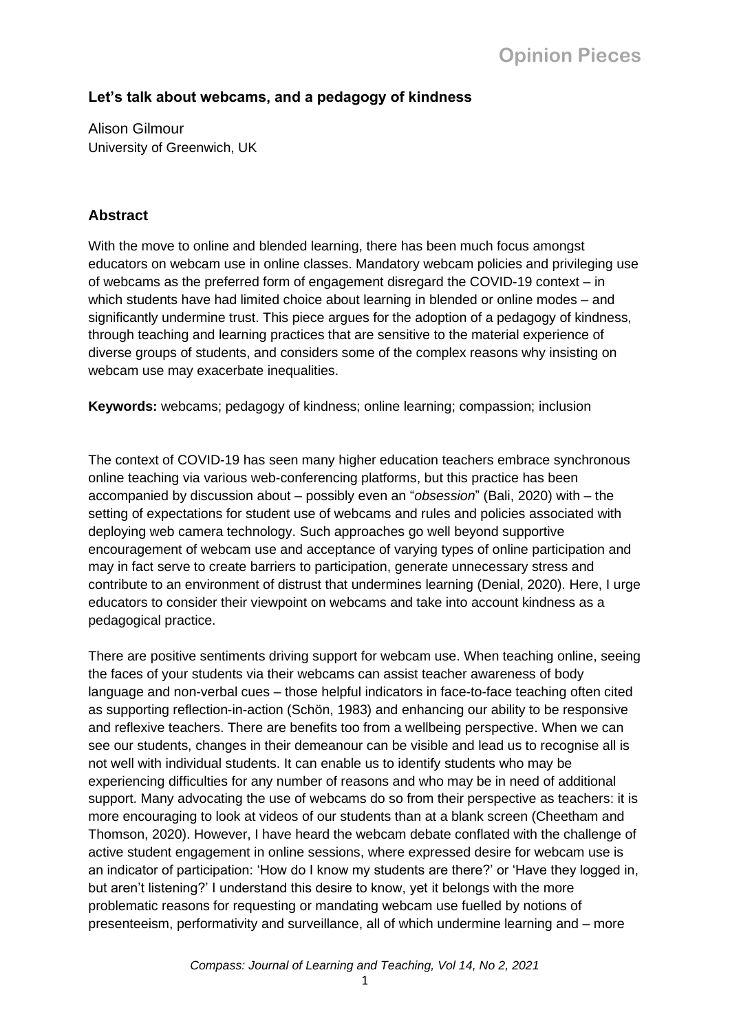### Let's talk about webcams, and a pedagogy of kindness

Alison Gilmour
University of Greenwich, UK

## Abstract

With the move to online and blended learning, there has been much focus amongst educators on webcam use in online classes. Mandatory webcam policies and privileging use of webcams as the preferred form of engagement disregard the COVID-19 context – in which students have had limited choice about learning in blended or online modes – and significantly undermine trust. This piece argues for the adoption of a pedagogy of kindness, through teaching and learning practices that are sensitive to the material experience of diverse groups of students, and considers some of the complex reasons why insisting on webcam use may exacerbate inequalities.

**Keywords:** webcams; pedagogy of kindness; online learning; compassion; inclusion

The context of COVID-19 has seen many higher education teachers embrace synchronous online teaching via various web-conferencing platforms, but this practice has been accompanied by discussion about – possibly even an "*obsession*" (Bali, 2020) with – the setting of expectations for student use of webcams and rules and policies associated with deploying web camera technology. Such approaches go well beyond supportive encouragement of webcam use and acceptance of varying types of online participation and may in fact serve to create barriers to participation, generate unnecessary stress and contribute to an environment of distrust that undermines learning (Denial, 2020). Here, I urge educators to consider their viewpoint on webcams and take into account kindness as a pedagogical practice.

There are positive sentiments driving support for webcam use. When teaching online, seeing the faces of your students via their webcams can assist teacher awareness of body language and non-verbal cues – those helpful indicators in face-to-face teaching often cited as supporting reflection-in-action (Schön, 1983) and enhancing our ability to be responsive and reflexive teachers. There are benefits too from a wellbeing perspective. When we can see our students, changes in their demeanour can be visible and lead us to recognise all is not well with individual students. It can enable us to identify students who may be experiencing difficulties for any number of reasons and who may be in need of additional support. Many advocating the use of webcams do so from their perspective as teachers: it is more encouraging to look at videos of our students than at a blank screen (Cheetham and Thomson, 2020). However, I have heard the webcam debate conflated with the challenge of active student engagement in online sessions, where expressed desire for webcam use is an indicator of participation: 'How do I know my students are there?' or 'Have they logged in, but aren't listening?' I understand this desire to know, yet it belongs with the more problematic reasons for requesting or mandating webcam use fuelled by notions of presenteeism, performativity and surveillance, all of which undermine learning and – more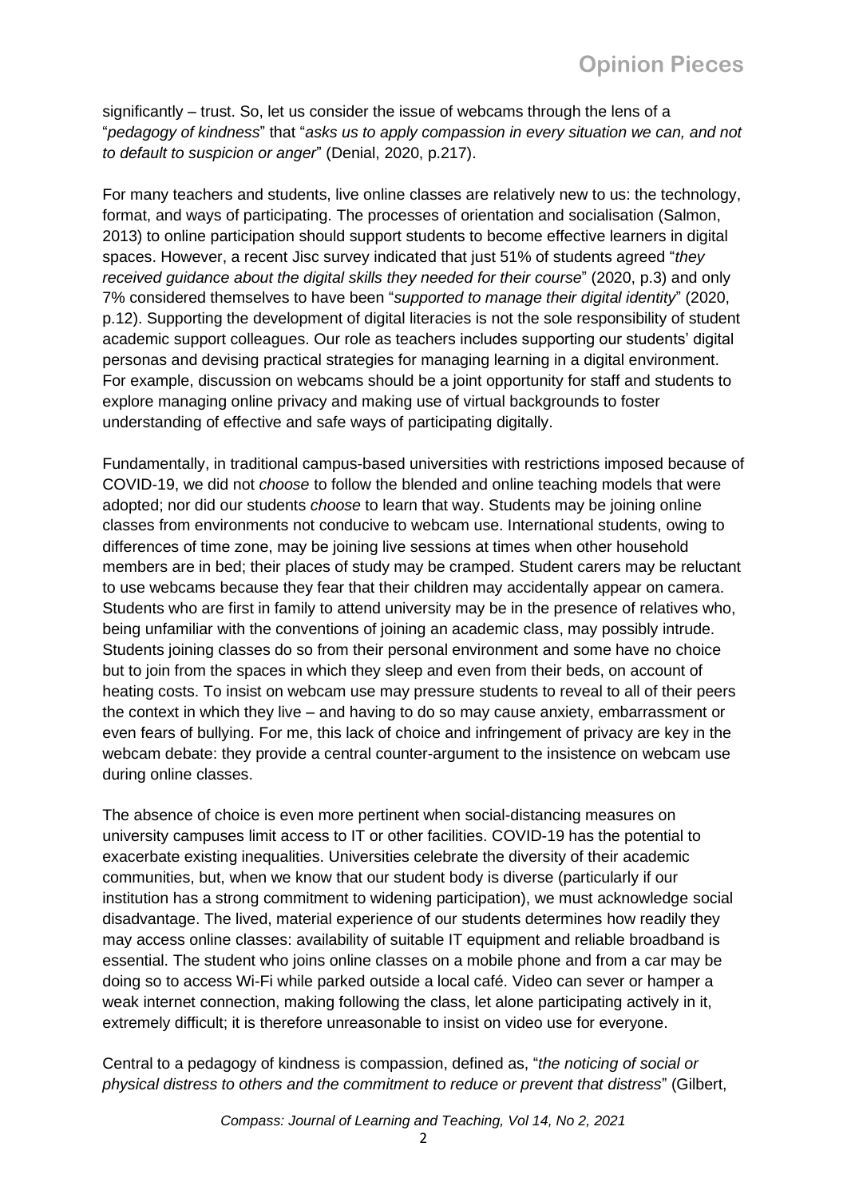significantly – trust. So, let us consider the issue of webcams through the lens of a "*pedagogy of kindness*" that "*asks us to apply compassion in every situation we can, and not to default to suspicion or anger*" (Denial, 2020, p.217).

For many teachers and students, live online classes are relatively new to us: the technology, format, and ways of participating. The processes of orientation and socialisation (Salmon, 2013) to online participation should support students to become effective learners in digital spaces. However, a recent Jisc survey indicated that just 51% of students agreed "*they received guidance about the digital skills they needed for their course*" (2020, p.3) and only 7% considered themselves to have been "*supported to manage their digital identity*" (2020, p.12). Supporting the development of digital literacies is not the sole responsibility of student academic support colleagues. Our role as teachers includes supporting our students' digital personas and devising practical strategies for managing learning in a digital environment. For example, discussion on webcams should be a joint opportunity for staff and students to explore managing online privacy and making use of virtual backgrounds to foster understanding of effective and safe ways of participating digitally.

Fundamentally, in traditional campus-based universities with restrictions imposed because of COVID-19, we did not *choose* to follow the blended and online teaching models that were adopted; nor did our students *choose* to learn that way. Students may be joining online classes from environments not conducive to webcam use. International students, owing to differences of time zone, may be joining live sessions at times when other household members are in bed; their places of study may be cramped. Student carers may be reluctant to use webcams because they fear that their children may accidentally appear on camera. Students who are first in family to attend university may be in the presence of relatives who, being unfamiliar with the conventions of joining an academic class, may possibly intrude. Students joining classes do so from their personal environment and some have no choice but to join from the spaces in which they sleep and even from their beds, on account of heating costs. To insist on webcam use may pressure students to reveal to all of their peers the context in which they live – and having to do so may cause anxiety, embarrassment or even fears of bullying. For me, this lack of choice and infringement of privacy are key in the webcam debate: they provide a central counter-argument to the insistence on webcam use during online classes.

The absence of choice is even more pertinent when social-distancing measures on university campuses limit access to IT or other facilities. COVID-19 has the potential to exacerbate existing inequalities. Universities celebrate the diversity of their academic communities, but, when we know that our student body is diverse (particularly if our institution has a strong commitment to widening participation), we must acknowledge social disadvantage. The lived, material experience of our students determines how readily they may access online classes: availability of suitable IT equipment and reliable broadband is essential. The student who joins online classes on a mobile phone and from a car may be doing so to access Wi-Fi while parked outside a local café. Video can sever or hamper a weak internet connection, making following the class, let alone participating actively in it, extremely difficult; it is therefore unreasonable to insist on video use for everyone.

Central to a pedagogy of kindness is compassion, defined as, "*the noticing of social or physical distress to others and the commitment to reduce or prevent that distress*" (Gilbert,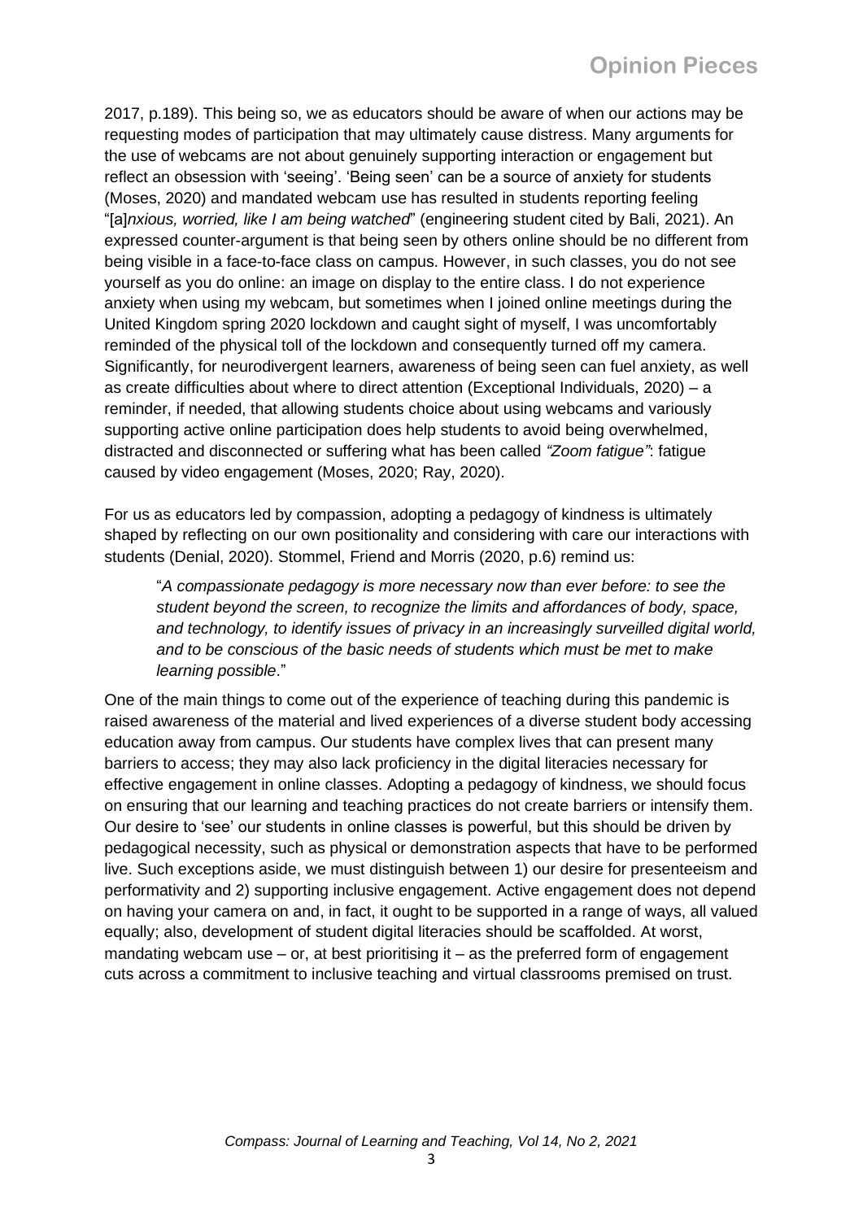2017, p.189). This being so, we as educators should be aware of when our actions may be requesting modes of participation that may ultimately cause distress. Many arguments for the use of webcams are not about genuinely supporting interaction or engagement but reflect an obsession with 'seeing'. 'Being seen' can be a source of anxiety for students (Moses, 2020) and mandated webcam use has resulted in students reporting feeling "[a]*nxious, worried, like I am being watched*" (engineering student cited by Bali, 2021). An expressed counter-argument is that being seen by others online should be no different from being visible in a face-to-face class on campus. However, in such classes, you do not see yourself as you do online: an image on display to the entire class. I do not experience anxiety when using my webcam, but sometimes when I joined online meetings during the United Kingdom spring 2020 lockdown and caught sight of myself, I was uncomfortably reminded of the physical toll of the lockdown and consequently turned off my camera. Significantly, for neurodivergent learners, awareness of being seen can fuel anxiety, as well as create difficulties about where to direct attention (Exceptional Individuals, 2020) – a reminder, if needed, that allowing students choice about using webcams and variously supporting active online participation does help students to avoid being overwhelmed, distracted and disconnected or suffering what has been called *"Zoom fatigue"*: fatigue caused by video engagement (Moses, 2020; Ray, 2020).

For us as educators led by compassion, adopting a pedagogy of kindness is ultimately shaped by reflecting on our own positionality and considering with care our interactions with students (Denial, 2020). Stommel, Friend and Morris (2020, p.6) remind us:

> "*A compassionate pedagogy is more necessary now than ever before: to see the student beyond the screen, to recognize the limits and affordances of body, space, and technology, to identify issues of privacy in an increasingly surveilled digital world, and to be conscious of the basic needs of students which must be met to make learning possible*."

One of the main things to come out of the experience of teaching during this pandemic is raised awareness of the material and lived experiences of a diverse student body accessing education away from campus. Our students have complex lives that can present many barriers to access; they may also lack proficiency in the digital literacies necessary for effective engagement in online classes. Adopting a pedagogy of kindness, we should focus on ensuring that our learning and teaching practices do not create barriers or intensify them. Our desire to 'see' our students in online classes is powerful, but this should be driven by pedagogical necessity, such as physical or demonstration aspects that have to be performed live. Such exceptions aside, we must distinguish between 1) our desire for presenteeism and performativity and 2) supporting inclusive engagement. Active engagement does not depend on having your camera on and, in fact, it ought to be supported in a range of ways, all valued equally; also, development of student digital literacies should be scaffolded. At worst, mandating webcam use – or, at best prioritising it – as the preferred form of engagement cuts across a commitment to inclusive teaching and virtual classrooms premised on trust.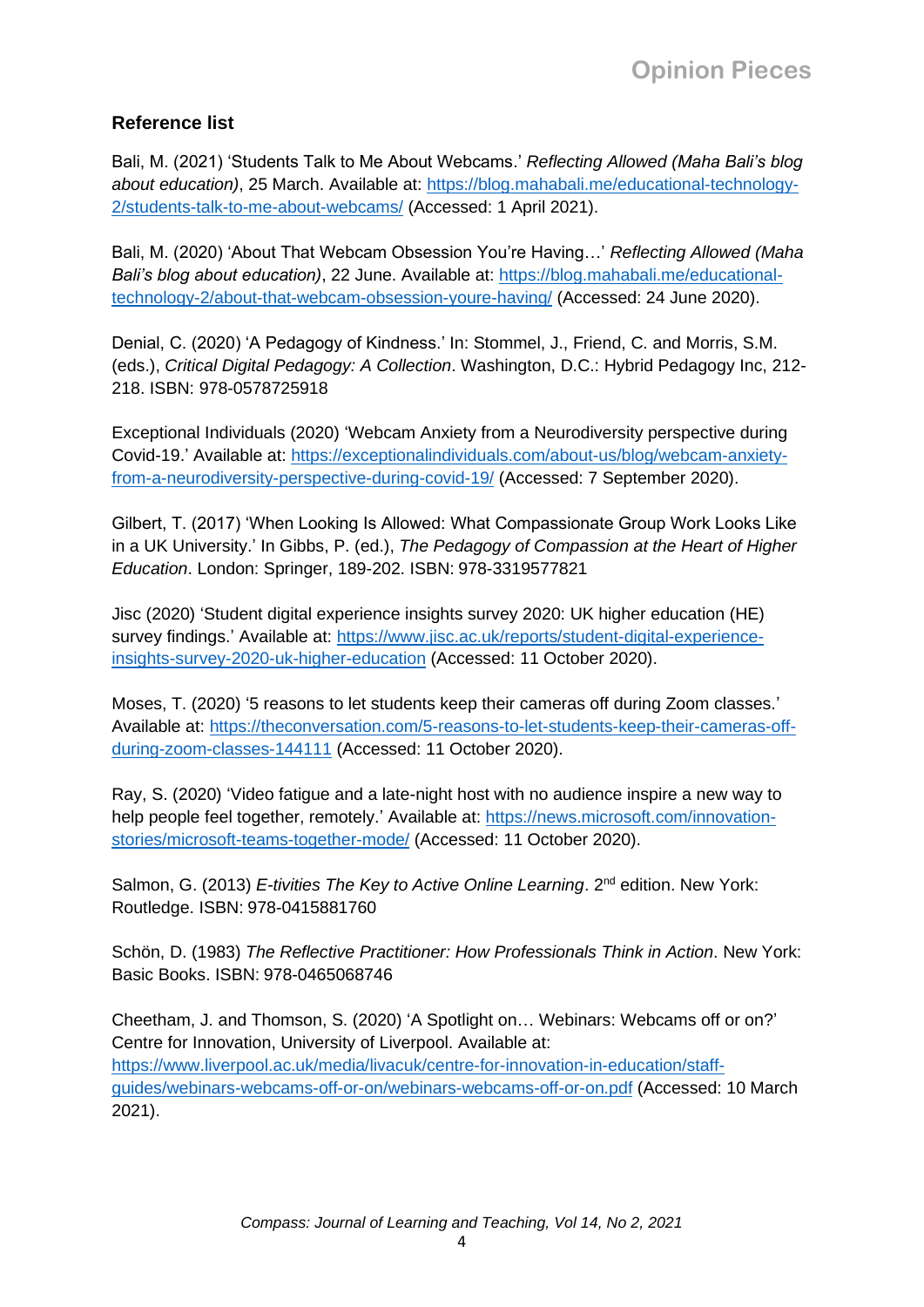## Reference list

Bali, M. (2021) 'Students Talk to Me About Webcams.' *Reflecting Allowed (Maha Bali's blog about education)*, 25 March. Available at: https://blog.mahabali.me/educational-technology-2/students-talk-to-me-about-webcams/ (Accessed: 1 April 2021).

Bali, M. (2020) 'About That Webcam Obsession You're Having…' *Reflecting Allowed (Maha Bali's blog about education)*, 22 June. Available at: https://blog.mahabali.me/educational-technology-2/about-that-webcam-obsession-youre-having/ (Accessed: 24 June 2020).

Denial, C. (2020) 'A Pedagogy of Kindness.' In: Stommel, J., Friend, C. and Morris, S.M. (eds.), *Critical Digital Pedagogy: A Collection*. Washington, D.C.: Hybrid Pedagogy Inc, 212-218. ISBN: 978-0578725918

Exceptional Individuals (2020) 'Webcam Anxiety from a Neurodiversity perspective during Covid-19.' Available at: https://exceptionalindividuals.com/about-us/blog/webcam-anxiety-from-a-neurodiversity-perspective-during-covid-19/ (Accessed: 7 September 2020).

Gilbert, T. (2017) 'When Looking Is Allowed: What Compassionate Group Work Looks Like in a UK University.' In Gibbs, P. (ed.), *The Pedagogy of Compassion at the Heart of Higher Education*. London: Springer, 189-202. ISBN: 978-3319577821

Jisc (2020) 'Student digital experience insights survey 2020: UK higher education (HE) survey findings.' Available at: https://www.jisc.ac.uk/reports/student-digital-experience-insights-survey-2020-uk-higher-education (Accessed: 11 October 2020).

Moses, T. (2020) '5 reasons to let students keep their cameras off during Zoom classes.' Available at: https://theconversation.com/5-reasons-to-let-students-keep-their-cameras-off-during-zoom-classes-144111 (Accessed: 11 October 2020).

Ray, S. (2020) 'Video fatigue and a late-night host with no audience inspire a new way to help people feel together, remotely.' Available at: https://news.microsoft.com/innovation-stories/microsoft-teams-together-mode/ (Accessed: 11 October 2020).

Salmon, G. (2013) *E-tivities The Key to Active Online Learning*. 2nd edition. New York: Routledge. ISBN: 978-0415881760

Schön, D. (1983) *The Reflective Practitioner: How Professionals Think in Action*. New York: Basic Books. ISBN: 978-0465068746

Cheetham, J. and Thomson, S. (2020) 'A Spotlight on… Webinars: Webcams off or on?' Centre for Innovation, University of Liverpool. Available at: https://www.liverpool.ac.uk/media/livacuk/centre-for-innovation-in-education/staff-guides/webinars-webcams-off-or-on/webinars-webcams-off-or-on.pdf (Accessed: 10 March 2021).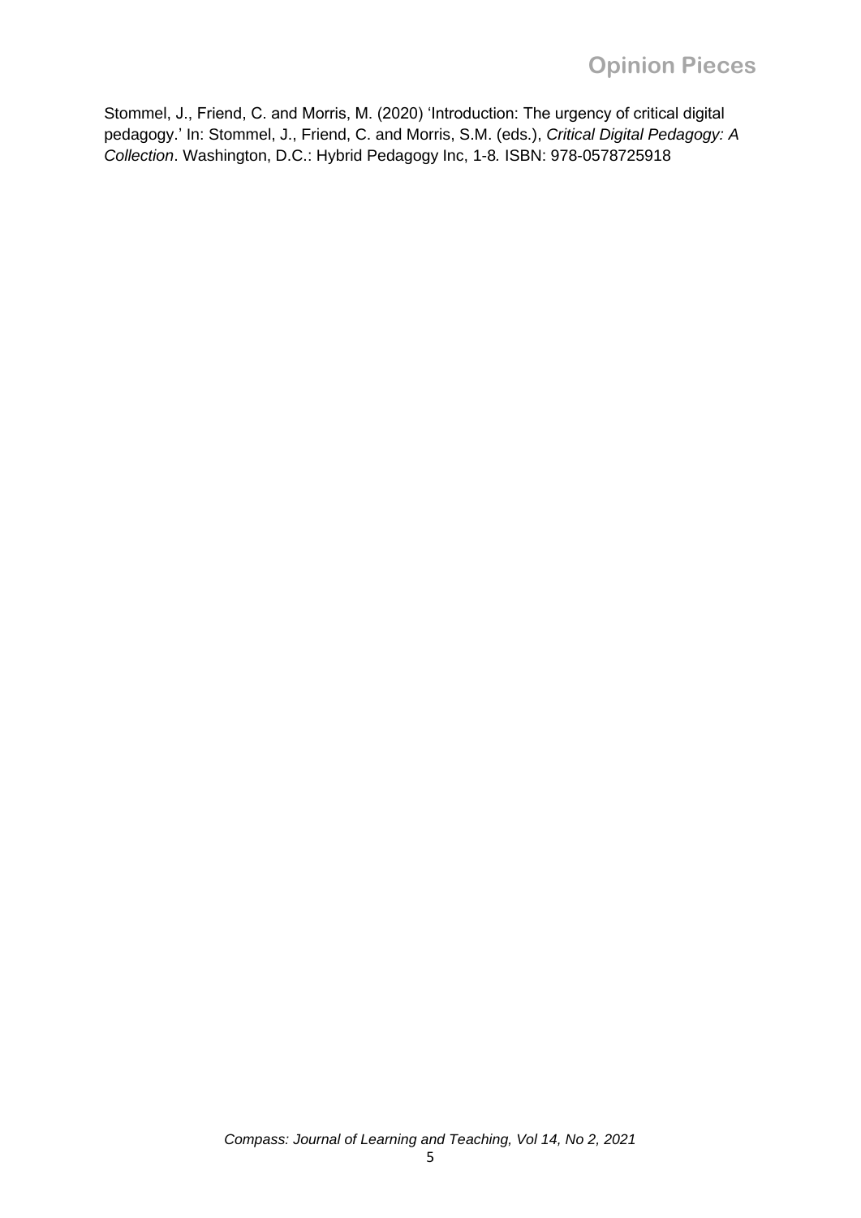Stommel, J., Friend, C. and Morris, M. (2020) 'Introduction: The urgency of critical digital pedagogy.' In: Stommel, J., Friend, C. and Morris, S.M. (eds.), *Critical Digital Pedagogy: A Collection*. Washington, D.C.: Hybrid Pedagogy Inc, 1-8*.* ISBN: 978-0578725918